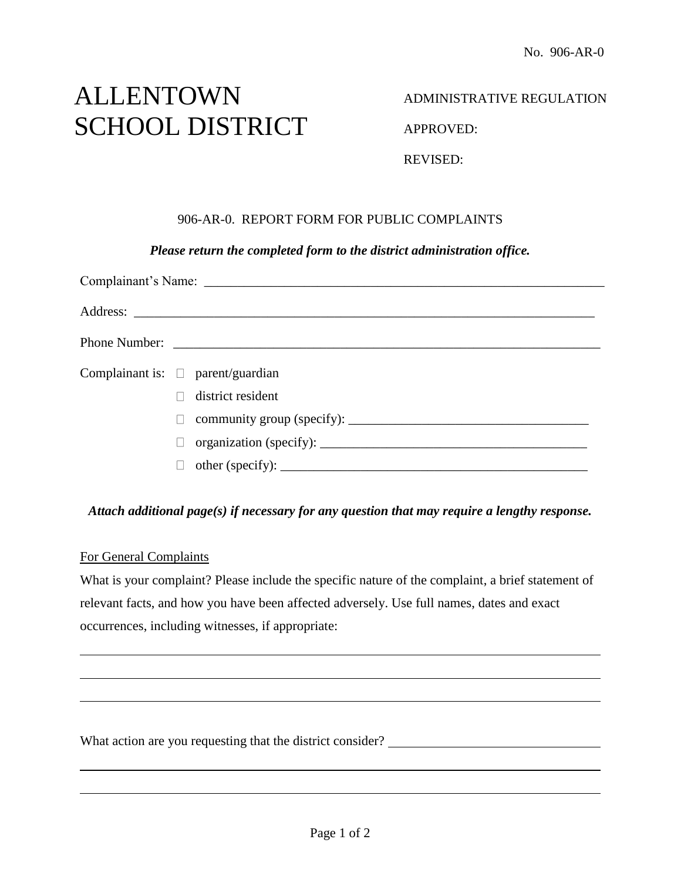No. 906-AR-0

# ALLENTOWN SCHOOL DISTRICT

ADMINISTRATIVE REGULATION

APPROVED:

REVISED:

## 906-AR-0. REPORT FORM FOR PUBLIC COMPLAINTS

***Please return the completed form to the district administration office.***

Complainant's Name: ______________________________________________________________

Address: ______________________________________________________________________

Phone Number: _________________________________________________________________

Complainant is:
- ☐ parent/guardian
- ☐ district resident
- ☐ community group (specify): ____________________________________
- ☐ organization (specify): ________________________________________
- ☐ other (specify): ______________________________________________

***Attach additional page(s) if necessary for any question that may require a lengthy response.***

For General Complaints

What is your complaint? Please include the specific nature of the complaint, a brief statement of relevant facts, and how you have been affected adversely. Use full names, dates and exact occurrences, including witnesses, if appropriate:

______________________________________________________________________________

______________________________________________________________________________

______________________________________________________________________________

What action are you requesting that the district consider? ______________________________

______________________________________________________________________________

______________________________________________________________________________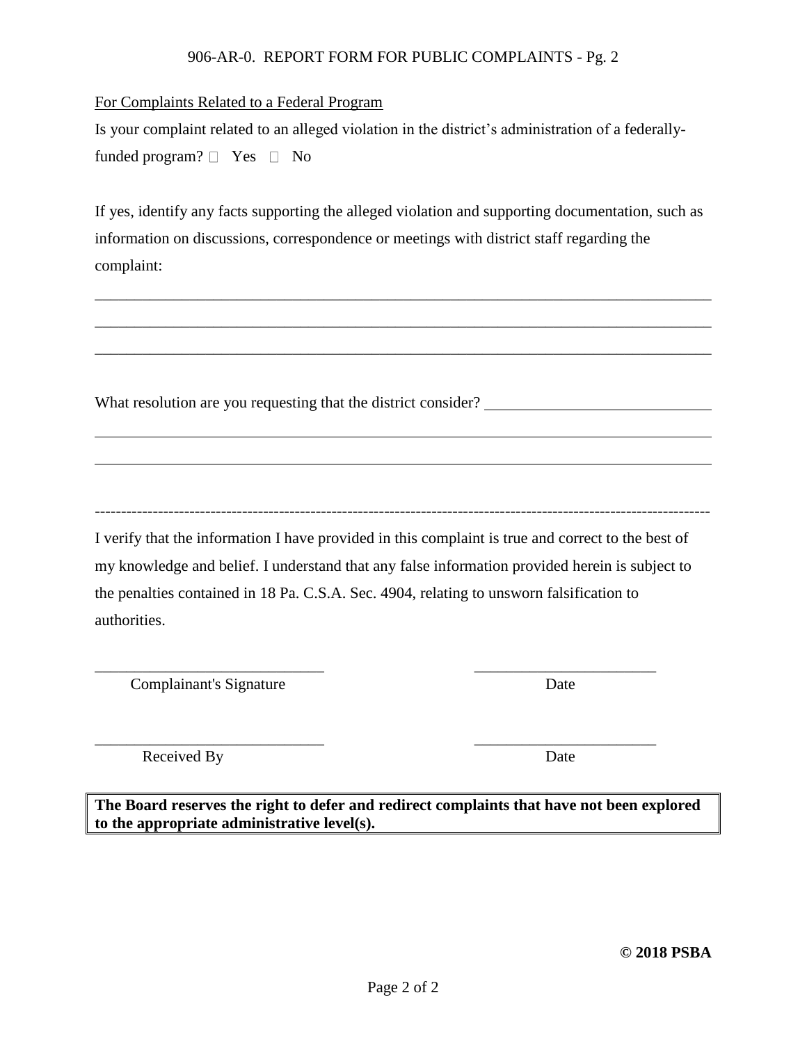For Complaints Related to a Federal Program

Is your complaint related to an alleged violation in the district's administration of a federally-funded program? ☐ Yes ☐ No

If yes, identify any facts supporting the alleged violation and supporting documentation, such as information on discussions, correspondence or meetings with district staff regarding the complaint:

_______________________________________________________________________________

_______________________________________________________________________________

_______________________________________________________________________________

What resolution are you requesting that the district consider? ____________________________

_______________________________________________________________________________

_______________________________________________________________________________

---

I verify that the information I have provided in this complaint is true and correct to the best of my knowledge and belief. I understand that any false information provided herein is subject to the penalties contained in 18 Pa. C.S.A. Sec. 4904, relating to unsworn falsification to authorities.

_____________________________ _______________________

Complainant's Signature Date

_____________________________ _______________________

Received By Date

**The Board reserves the right to defer and redirect complaints that have not been explored to the appropriate administrative level(s).**

**© 2018 PSBA**